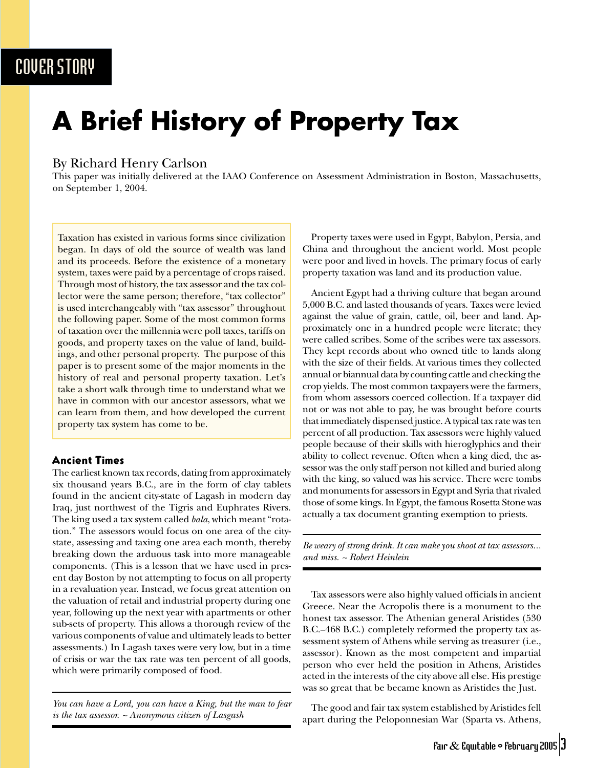COVER STORY

# A Brief History of Property Tax

By Richard Henry Carlson

This paper was initially delivered at the IAAO Conference on Assessment Administration in Boston, Massachusetts, on September 1, 2004.

Taxation has existed in various forms since civilization began. In days of old the source of wealth was land and its proceeds. Before the existence of a monetary system, taxes were paid by a percentage of crops raised. Through most of history, the tax assessor and the tax collector were the same person; therefore, "tax collector" is used interchangeably with "tax assessor" throughout the following paper. Some of the most common forms of taxation over the millennia were poll taxes, tariffs on goods, and property taxes on the value of land, buildings, and other personal property. The purpose of this paper is to present some of the major moments in the history of real and personal property taxation. Let's take a short walk through time to understand what we have in common with our ancestor assessors, what we can learn from them, and how developed the current property tax system has come to be.

### Ancient Times

The earliest known tax records, dating from approximately six thousand years B.C., are in the form of clay tablets found in the ancient city-state of Lagash in modern day Iraq, just northwest of the Tigris and Euphrates Rivers. The king used a tax system called *bala*, which meant "rotation." The assessors would focus on one area of the city-state, assessing and taxing one area each month, thereby breaking down the arduous task into more manageable components. (This is a lesson that we have used in present day Boston by not attempting to focus on all property in a revaluation year. Instead, we focus great attention on the valuation of retail and industrial property during one year, following up the next year with apartments or other sub-sets of property. This allows a thorough review of the various components of value and ultimately leads to better assessments.) In Lagash taxes were very low, but in a time of crisis or war the tax rate was ten percent of all goods, which were primarily composed of food.

*You can have a Lord, you can have a King, but the man to fear is the tax assessor. ~ Anonymous citizen of Lasgash*

Property taxes were used in Egypt, Babylon, Persia, and China and throughout the ancient world. Most people were poor and lived in hovels. The primary focus of early property taxation was land and its production value.

Ancient Egypt had a thriving culture that began around 5,000 B.C. and lasted thousands of years. Taxes were levied against the value of grain, cattle, oil, beer and land. Approximately one in a hundred people were literate; they were called scribes. Some of the scribes were tax assessors. They kept records about who owned title to lands along with the size of their fields. At various times they collected annual or biannual data by counting cattle and checking the crop yields. The most common taxpayers were the farmers, from whom assessors coerced collection. If a taxpayer did not or was not able to pay, he was brought before courts that immediately dispensed justice. A typical tax rate was ten percent of all production. Tax assessors were highly valued people because of their skills with hieroglyphics and their ability to collect revenue. Often when a king died, the assessor was the only staff person not killed and buried along with the king, so valued was his service. There were tombs and monuments for assessors in Egypt and Syria that rivaled those of some kings. In Egypt, the famous Rosetta Stone was actually a tax document granting exemption to priests.

*Be weary of strong drink. It can make you shoot at tax assessors… and miss. ~ Robert Heinlein*

Tax assessors were also highly valued officials in ancient Greece. Near the Acropolis there is a monument to the honest tax assessor. The Athenian general Aristides (530 B.C.–468 B.C.) completely reformed the property tax assessment system of Athens while serving as treasurer (i.e., assessor). Known as the most competent and impartial person who ever held the position in Athens, Aristides acted in the interests of the city above all else. His prestige was so great that be became known as Aristides the Just.

The good and fair tax system established by Aristides fell apart during the Peloponnesian War (Sparta vs. Athens,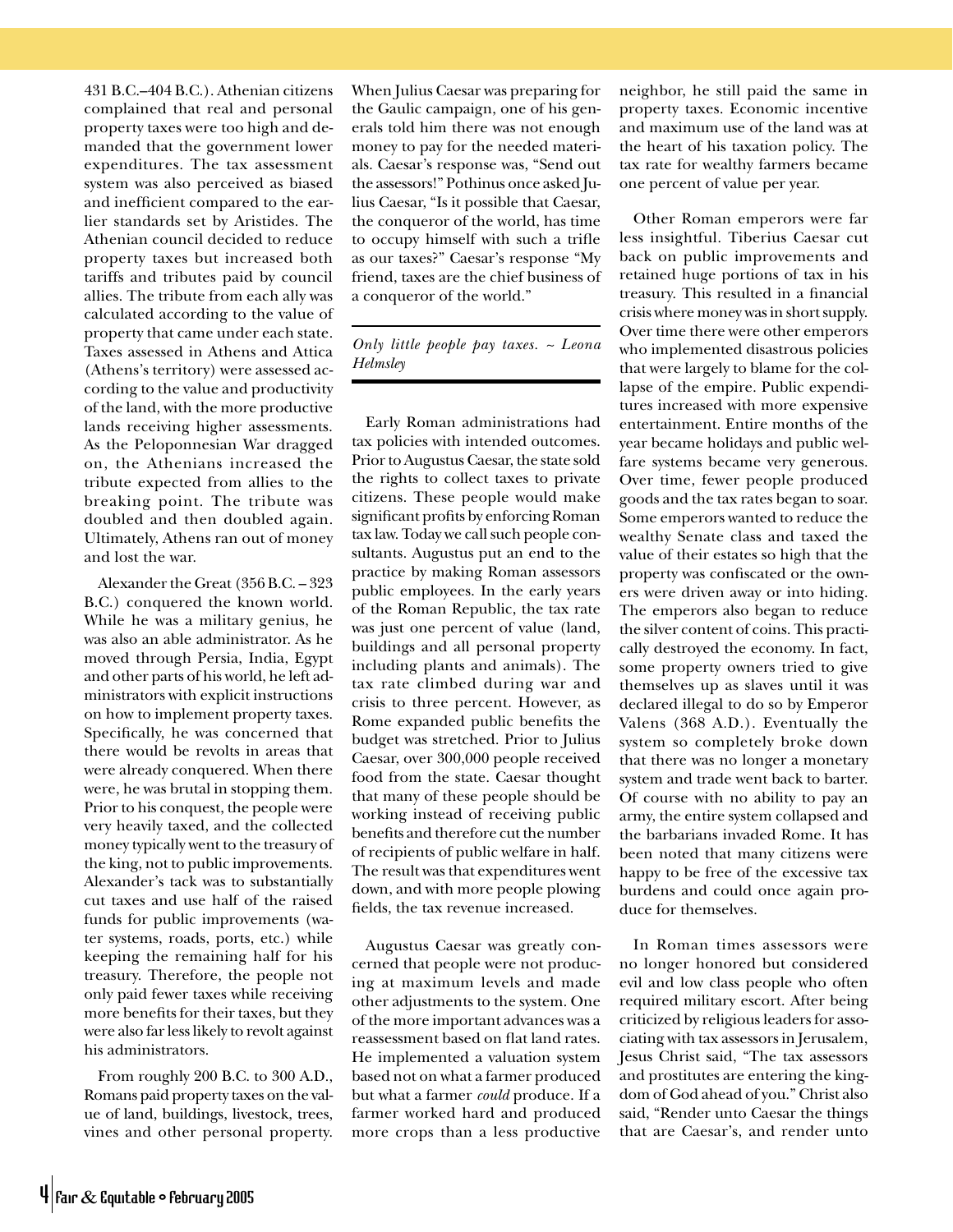431 B.C.–404 B.C.). Athenian citizens complained that real and personal property taxes were too high and demanded that the government lower expenditures. The tax assessment system was also perceived as biased and inefficient compared to the earlier standards set by Aristides. The Athenian council decided to reduce property taxes but increased both tariffs and tributes paid by council allies. The tribute from each ally was calculated according to the value of property that came under each state. Taxes assessed in Athens and Attica (Athens's territory) were assessed according to the value and productivity of the land, with the more productive lands receiving higher assessments. As the Peloponnesian War dragged on, the Athenians increased the tribute expected from allies to the breaking point. The tribute was doubled and then doubled again. Ultimately, Athens ran out of money and lost the war.

Alexander the Great (356 B.C. – 323 B.C.) conquered the known world. While he was a military genius, he was also an able administrator. As he moved through Persia, India, Egypt and other parts of his world, he left administrators with explicit instructions on how to implement property taxes. Specifically, he was concerned that there would be revolts in areas that were already conquered. When there were, he was brutal in stopping them. Prior to his conquest, the people were very heavily taxed, and the collected money typically went to the treasury of the king, not to public improvements. Alexander's tack was to substantially cut taxes and use half of the raised funds for public improvements (water systems, roads, ports, etc.) while keeping the remaining half for his treasury. Therefore, the people not only paid fewer taxes while receiving more benefits for their taxes, but they were also far less likely to revolt against his administrators.

From roughly 200 B.C. to 300 A.D., Romans paid property taxes on the value of land, buildings, livestock, trees, vines and other personal property. When Julius Caesar was preparing for the Gaulic campaign, one of his generals told him there was not enough money to pay for the needed materials. Caesar's response was, "Send out the assessors!" Pothinus once asked Julius Caesar, "Is it possible that Caesar, the conqueror of the world, has time to occupy himself with such a trifle as our taxes?" Caesar's response "My friend, taxes are the chief business of a conqueror of the world."

> *Only little people pay taxes. ~ Leona Helmsley*

Early Roman administrations had tax policies with intended outcomes. Prior to Augustus Caesar, the state sold the rights to collect taxes to private citizens. These people would make significant profits by enforcing Roman tax law. Today we call such people consultants. Augustus put an end to the practice by making Roman assessors public employees. In the early years of the Roman Republic, the tax rate was just one percent of value (land, buildings and all personal property including plants and animals). The tax rate climbed during war and crisis to three percent. However, as Rome expanded public benefits the budget was stretched. Prior to Julius Caesar, over 300,000 people received food from the state. Caesar thought that many of these people should be working instead of receiving public benefits and therefore cut the number of recipients of public welfare in half. The result was that expenditures went down, and with more people plowing fields, the tax revenue increased.

Augustus Caesar was greatly concerned that people were not producing at maximum levels and made other adjustments to the system. One of the more important advances was a reassessment based on flat land rates. He implemented a valuation system based not on what a farmer produced but what a farmer *could* produce. If a farmer worked hard and produced more crops than a less productive neighbor, he still paid the same in property taxes. Economic incentive and maximum use of the land was at the heart of his taxation policy. The tax rate for wealthy farmers became one percent of value per year.

Other Roman emperors were far less insightful. Tiberius Caesar cut back on public improvements and retained huge portions of tax in his treasury. This resulted in a financial crisis where money was in short supply. Over time there were other emperors who implemented disastrous policies that were largely to blame for the collapse of the empire. Public expenditures increased with more expensive entertainment. Entire months of the year became holidays and public welfare systems became very generous. Over time, fewer people produced goods and the tax rates began to soar. Some emperors wanted to reduce the wealthy Senate class and taxed the value of their estates so high that the property was confiscated or the owners were driven away or into hiding. The emperors also began to reduce the silver content of coins. This practically destroyed the economy. In fact, some property owners tried to give themselves up as slaves until it was declared illegal to do so by Emperor Valens (368 A.D.). Eventually the system so completely broke down that there was no longer a monetary system and trade went back to barter. Of course with no ability to pay an army, the entire system collapsed and the barbarians invaded Rome. It has been noted that many citizens were happy to be free of the excessive tax burdens and could once again produce for themselves.

In Roman times assessors were no longer honored but considered evil and low class people who often required military escort. After being criticized by religious leaders for associating with tax assessors in Jerusalem, Jesus Christ said, "The tax assessors and prostitutes are entering the kingdom of God ahead of you." Christ also said, "Render unto Caesar the things that are Caesar's, and render unto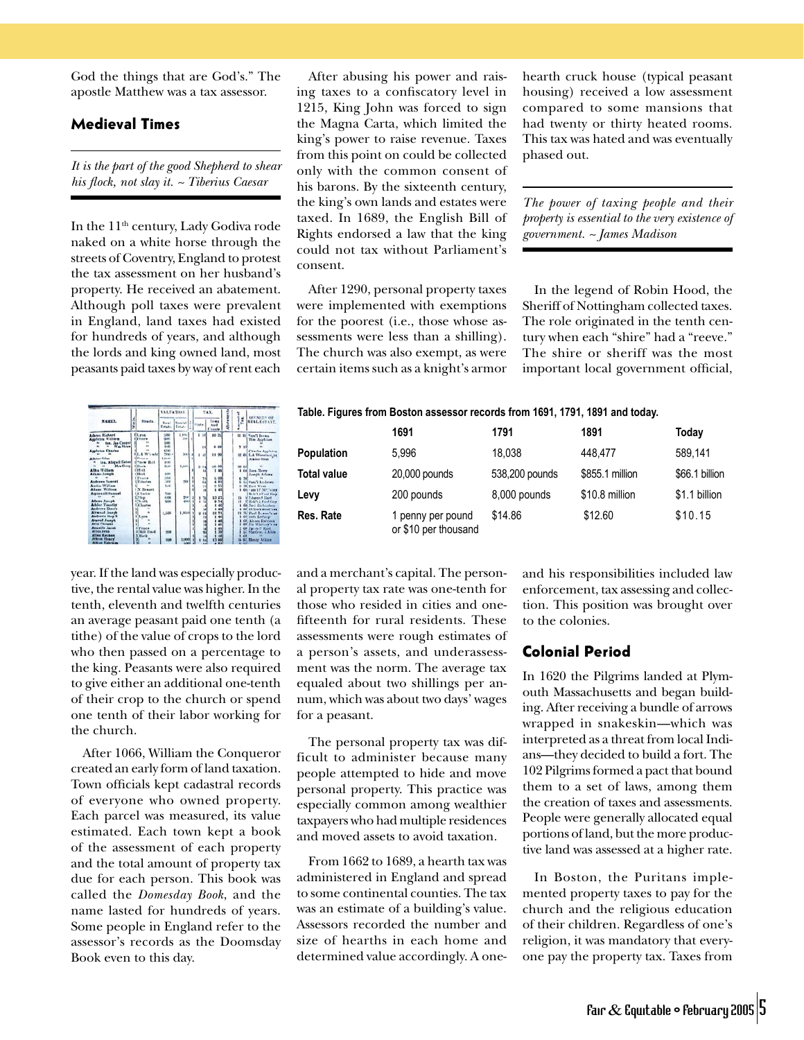God the things that are God's." The apostle Matthew was a tax assessor.

## Medieval Times

*It is the part of the good Shepherd to shear his flock, not slay it. ~ Tiberius Caesar*

In the 11th century, Lady Godiva rode naked on a white horse through the streets of Coventry, England to protest the tax assessment on her husband's property. He received an abatement. Although poll taxes were prevalent in England, land taxes had existed for hundreds of years, and although the lords and king owned land, most peasants paid taxes by way of rent each year. If the land was especially productive, the rental value was higher. In the tenth, eleventh and twelfth centuries an average peasant paid one tenth (a tithe) of the value of crops to the lord who then passed on a percentage to the king. Peasants were also required to give either an additional one-tenth of their crop to the church or spend one tenth of their labor working for the church.

After 1066, William the Conqueror created an early form of land taxation. Town officials kept cadastral records of everyone who owned property. Each parcel was measured, its value estimated. Each town kept a book of the assessment of each property and the total amount of property tax due for each person. This book was called the *Domesday Book*, and the name lasted for hundreds of years. Some people in England refer to the assessor's records as the Doomsday Book even to this day.

After abusing his power and raising taxes to a confiscatory level in 1215, King John was forced to sign the Magna Carta, which limited the king's power to raise revenue. Taxes from this point on could be collected only with the common consent of his barons. By the sixteenth century, the king's own lands and estates were taxed. In 1689, the English Bill of Rights endorsed a law that the king could not tax without Parliament's consent.

After 1290, personal property taxes were implemented with exemptions for the poorest (i.e., those whose assessments were less than a shilling). The church was also exempt, as were certain items such as a knight's armor and a merchant's capital. The personal property tax rate was one-tenth for those who resided in cities and one-fifteenth for rural residents. These assessments were rough estimates of a person's assets, and underassessment was the norm. The average tax equaled about two shillings per annum, which was about two days' wages for a peasant.

The personal property tax was difficult to administer because many people attempted to hide and move personal property. This practice was especially common among wealthier taxpayers who had multiple residences and moved assets to avoid taxation.

From 1662 to 1689, a hearth tax was administered in England and spread to some continental counties. The tax was an estimate of a building's value. Assessors recorded the number and size of hearths in each home and determined value accordingly. A one-hearth cruck house (typical peasant housing) received a low assessment compared to some mansions that had twenty or thirty heated rooms. This tax was hated and was eventually phased out.

*The power of taxing people and their property is essential to the very existence of government. ~ James Madison*

In the legend of Robin Hood, the Sheriff of Nottingham collected taxes. The role originated in the tenth century when each "shire" had a "reeve." The shire or sheriff was the most important local government official, and his responsibilities included law enforcement, tax assessing and collection. This position was brought over to the colonies.

**Table. Figures from Boston assessor records from 1691, 1791, 1891 and today.**

| | 1691 | 1791 | 1891 | Today |
|---|---|---|---|---|
| Population | 5,996 | 18,038 | 448,477 | 589,141 |
| Total value | 20,000 pounds | 538,200 pounds | $855.1 million | $66.1 billion |
| Levy | 200 pounds | 8,000 pounds | $10.8 million | $1.1 billion |
| Res. Rate | 1 penny per pound or $10 per thousand | $14.86 | $12.60 | $10.15 |

## Colonial Period

In 1620 the Pilgrims landed at Plymouth Massachusetts and began building. After receiving a bundle of arrows wrapped in snakeskin—which was interpreted as a threat from local Indians—they decided to build a fort. The 102 Pilgrims formed a pact that bound them to a set of laws, among them the creation of taxes and assessments. People were generally allocated equal portions of land, but the more productive land was assessed at a higher rate.

In Boston, the Puritans implemented property taxes to pay for the church and the religious education of their children. Regardless of one's religion, it was mandatory that everyone pay the property tax. Taxes from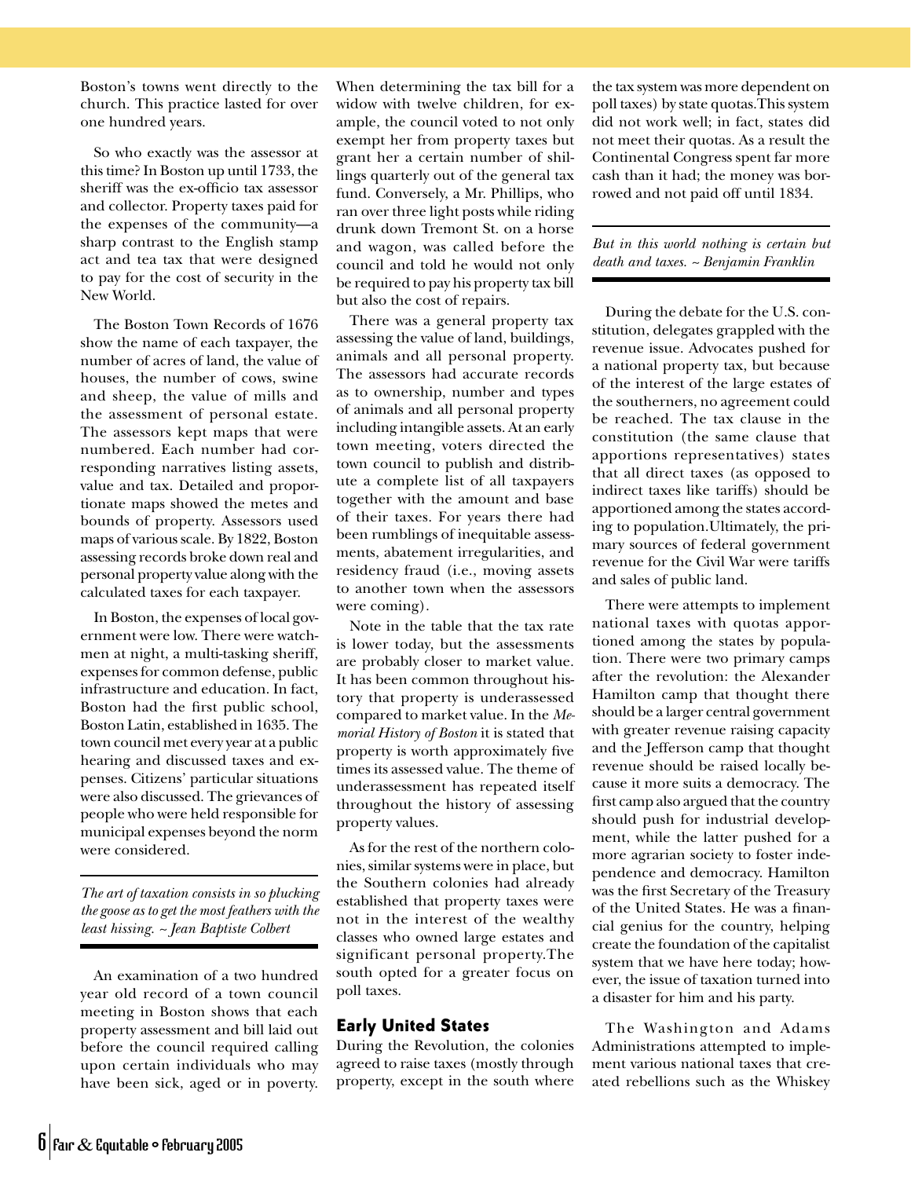Boston's towns went directly to the church. This practice lasted for over one hundred years.

So who exactly was the assessor at this time? In Boston up until 1733, the sheriff was the ex-officio tax assessor and collector. Property taxes paid for the expenses of the community—a sharp contrast to the English stamp act and tea tax that were designed to pay for the cost of security in the New World.

The Boston Town Records of 1676 show the name of each taxpayer, the number of acres of land, the value of houses, the number of cows, swine and sheep, the value of mills and the assessment of personal estate. The assessors kept maps that were numbered. Each number had corresponding narratives listing assets, value and tax. Detailed and proportionate maps showed the metes and bounds of property. Assessors used maps of various scale. By 1822, Boston assessing records broke down real and personal property value along with the calculated taxes for each taxpayer.

In Boston, the expenses of local government were low. There were watchmen at night, a multi-tasking sheriff, expenses for common defense, public infrastructure and education. In fact, Boston had the first public school, Boston Latin, established in 1635. The town council met every year at a public hearing and discussed taxes and expenses. Citizens' particular situations were also discussed. The grievances of people who were held responsible for municipal expenses beyond the norm were considered.

---

*The art of taxation consists in so plucking the goose as to get the most feathers with the least hissing. ~ Jean Baptiste Colbert*

---

An examination of a two hundred year old record of a town council meeting in Boston shows that each property assessment and bill laid out before the council required calling upon certain individuals who may have been sick, aged or in poverty. When determining the tax bill for a widow with twelve children, for example, the council voted to not only exempt her from property taxes but grant her a certain number of shillings quarterly out of the general tax fund. Conversely, a Mr. Phillips, who ran over three light posts while riding drunk down Tremont St. on a horse and wagon, was called before the council and told he would not only be required to pay his property tax bill but also the cost of repairs.

There was a general property tax assessing the value of land, buildings, animals and all personal property. The assessors had accurate records as to ownership, number and types of animals and all personal property including intangible assets. At an early town meeting, voters directed the town council to publish and distribute a complete list of all taxpayers together with the amount and base of their taxes. For years there had been rumblings of inequitable assessments, abatement irregularities, and residency fraud (i.e., moving assets to another town when the assessors were coming).

Note in the table that the tax rate is lower today, but the assessments are probably closer to market value. It has been common throughout history that property is underassessed compared to market value. In the *Memorial History of Boston* it is stated that property is worth approximately five times its assessed value. The theme of underassessment has repeated itself throughout the history of assessing property values.

As for the rest of the northern colonies, similar systems were in place, but the Southern colonies had already established that property taxes were not in the interest of the wealthy classes who owned large estates and significant personal property. The south opted for a greater focus on poll taxes.

## Early United States

During the Revolution, the colonies agreed to raise taxes (mostly through property, except in the south where the tax system was more dependent on poll taxes) by state quotas. This system did not work well; in fact, states did not meet their quotas. As a result the Continental Congress spent far more cash than it had; the money was borrowed and not paid off until 1834.

---

*But in this world nothing is certain but death and taxes. ~ Benjamin Franklin*

---

During the debate for the U.S. constitution, delegates grappled with the revenue issue. Advocates pushed for a national property tax, but because of the interest of the large estates of the southerners, no agreement could be reached. The tax clause in the constitution (the same clause that apportions representatives) states that all direct taxes (as opposed to indirect taxes like tariffs) should be apportioned among the states according to population. Ultimately, the primary sources of federal government revenue for the Civil War were tariffs and sales of public land.

There were attempts to implement national taxes with quotas apportioned among the states by population. There were two primary camps after the revolution: the Alexander Hamilton camp that thought there should be a larger central government with greater revenue raising capacity and the Jefferson camp that thought revenue should be raised locally because it more suits a democracy. The first camp also argued that the country should push for industrial development, while the latter pushed for a more agrarian society to foster independence and democracy. Hamilton was the first Secretary of the Treasury of the United States. He was a financial genius for the country, helping create the foundation of the capitalist system that we have here today; however, the issue of taxation turned into a disaster for him and his party.

The Washington and Adams Administrations attempted to implement various national taxes that created rebellions such as the Whiskey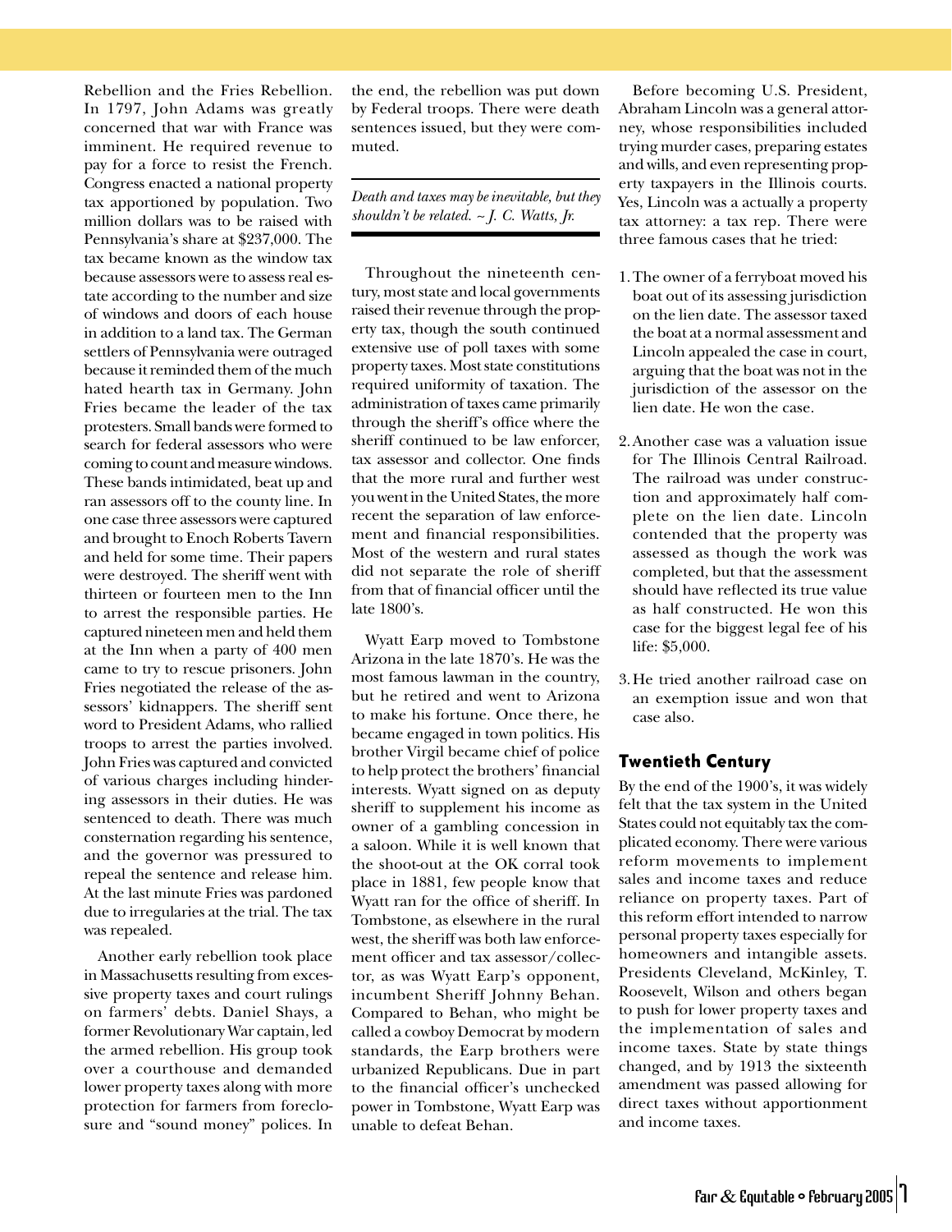Rebellion and the Fries Rebellion. In 1797, John Adams was greatly concerned that war with France was imminent. He required revenue to pay for a force to resist the French. Congress enacted a national property tax apportioned by population. Two million dollars was to be raised with Pennsylvania's share at $237,000. The tax became known as the window tax because assessors were to assess real estate according to the number and size of windows and doors of each house in addition to a land tax. The German settlers of Pennsylvania were outraged because it reminded them of the much hated hearth tax in Germany. John Fries became the leader of the tax protesters. Small bands were formed to search for federal assessors who were coming to count and measure windows. These bands intimidated, beat up and ran assessors off to the county line. In one case three assessors were captured and brought to Enoch Roberts Tavern and held for some time. Their papers were destroyed. The sheriff went with thirteen or fourteen men to the Inn to arrest the responsible parties. He captured nineteen men and held them at the Inn when a party of 400 men came to try to rescue prisoners. John Fries negotiated the release of the assessors' kidnappers. The sheriff sent word to President Adams, who rallied troops to arrest the parties involved. John Fries was captured and convicted of various charges including hindering assessors in their duties. He was sentenced to death. There was much consternation regarding his sentence, and the governor was pressured to repeal the sentence and release him. At the last minute Fries was pardoned due to irregularies at the trial. The tax was repealed.

Another early rebellion took place in Massachusetts resulting from excessive property taxes and court rulings on farmers' debts. Daniel Shays, a former Revolutionary War captain, led the armed rebellion. His group took over a courthouse and demanded lower property taxes along with more protection for farmers from foreclosure and "sound money" polices. In the end, the rebellion was put down by Federal troops. There were death sentences issued, but they were commuted.

*Death and taxes may be inevitable, but they shouldn't be related. ~ J. C. Watts, Jr.*

Throughout the nineteenth century, most state and local governments raised their revenue through the property tax, though the south continued extensive use of poll taxes with some property taxes. Most state constitutions required uniformity of taxation. The administration of taxes came primarily through the sheriff's office where the sheriff continued to be law enforcer, tax assessor and collector. One finds that the more rural and further west you went in the United States, the more recent the separation of law enforcement and financial responsibilities. Most of the western and rural states did not separate the role of sheriff from that of financial officer until the late 1800's.

Wyatt Earp moved to Tombstone Arizona in the late 1870's. He was the most famous lawman in the country, but he retired and went to Arizona to make his fortune. Once there, he became engaged in town politics. His brother Virgil became chief of police to help protect the brothers' financial interests. Wyatt signed on as deputy sheriff to supplement his income as owner of a gambling concession in a saloon. While it is well known that the shoot-out at the OK corral took place in 1881, few people know that Wyatt ran for the office of sheriff. In Tombstone, as elsewhere in the rural west, the sheriff was both law enforcement officer and tax assessor/collector, as was Wyatt Earp's opponent, incumbent Sheriff Johnny Behan. Compared to Behan, who might be called a cowboy Democrat by modern standards, the Earp brothers were urbanized Republicans. Due in part to the financial officer's unchecked power in Tombstone, Wyatt Earp was unable to defeat Behan.

Before becoming U.S. President, Abraham Lincoln was a general attorney, whose responsibilities included trying murder cases, preparing estates and wills, and even representing property taxpayers in the Illinois courts. Yes, Lincoln was a actually a property tax attorney: a tax rep. There were three famous cases that he tried:

1. The owner of a ferryboat moved his boat out of its assessing jurisdiction on the lien date. The assessor taxed the boat at a normal assessment and Lincoln appealed the case in court, arguing that the boat was not in the jurisdiction of the assessor on the lien date. He won the case.

2. Another case was a valuation issue for The Illinois Central Railroad. The railroad was under construction and approximately half complete on the lien date. Lincoln contended that the property was assessed as though the work was completed, but that the assessment should have reflected its true value as half constructed. He won this case for the biggest legal fee of his life: $5,000.

3. He tried another railroad case on an exemption issue and won that case also.

## Twentieth Century

By the end of the 1900's, it was widely felt that the tax system in the United States could not equitably tax the complicated economy. There were various reform movements to implement sales and income taxes and reduce reliance on property taxes. Part of this reform effort intended to narrow personal property taxes especially for homeowners and intangible assets. Presidents Cleveland, McKinley, T. Roosevelt, Wilson and others began to push for lower property taxes and the implementation of sales and income taxes. State by state things changed, and by 1913 the sixteenth amendment was passed allowing for direct taxes without apportionment and income taxes.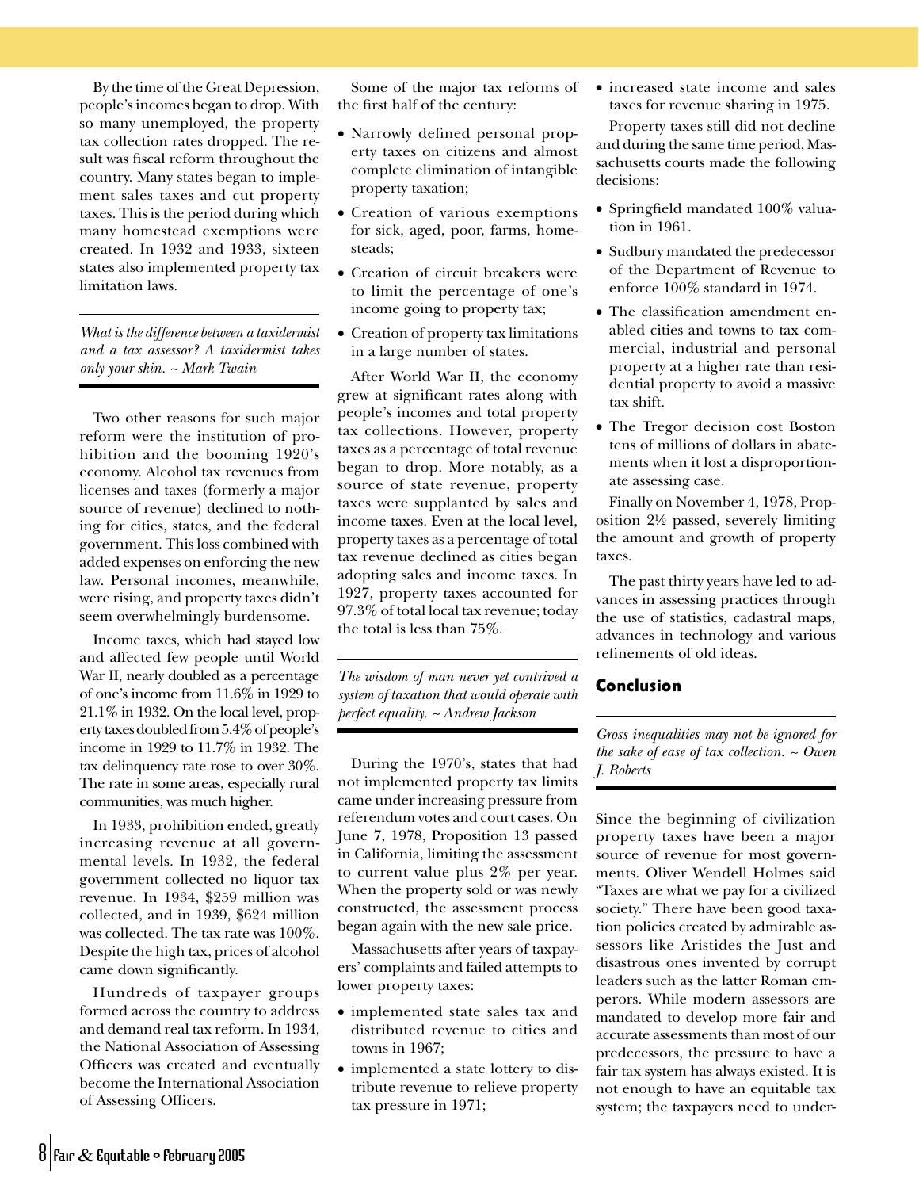By the time of the Great Depression, people's incomes began to drop. With so many unemployed, the property tax collection rates dropped. The result was fiscal reform throughout the country. Many states began to implement sales taxes and cut property taxes. This is the period during which many homestead exemptions were created. In 1932 and 1933, sixteen states also implemented property tax limitation laws.

*What is the difference between a taxidermist and a tax assessor? A taxidermist takes only your skin. ~ Mark Twain*

Two other reasons for such major reform were the institution of prohibition and the booming 1920's economy. Alcohol tax revenues from licenses and taxes (formerly a major source of revenue) declined to nothing for cities, states, and the federal government. This loss combined with added expenses on enforcing the new law. Personal incomes, meanwhile, were rising, and property taxes didn't seem overwhelmingly burdensome.

Income taxes, which had stayed low and affected few people until World War II, nearly doubled as a percentage of one's income from 11.6% in 1929 to 21.1% in 1932. On the local level, property taxes doubled from 5.4% of people's income in 1929 to 11.7% in 1932. The tax delinquency rate rose to over 30%. The rate in some areas, especially rural communities, was much higher.

In 1933, prohibition ended, greatly increasing revenue at all governmental levels. In 1932, the federal government collected no liquor tax revenue. In 1934, $259 million was collected, and in 1939, $624 million was collected. The tax rate was 100%. Despite the high tax, prices of alcohol came down significantly.

Hundreds of taxpayer groups formed across the country to address and demand real tax reform. In 1934, the National Association of Assessing Officers was created and eventually become the International Association of Assessing Officers.

Some of the major tax reforms of the first half of the century:

- Narrowly defined personal property taxes on citizens and almost complete elimination of intangible property taxation;
- Creation of various exemptions for sick, aged, poor, farms, homesteads;
- Creation of circuit breakers were to limit the percentage of one's income going to property tax;
- Creation of property tax limitations in a large number of states.

After World War II, the economy grew at significant rates along with people's incomes and total property tax collections. However, property taxes as a percentage of total revenue began to drop. More notably, as a source of state revenue, property taxes were supplanted by sales and income taxes. Even at the local level, property taxes as a percentage of total tax revenue declined as cities began adopting sales and income taxes. In 1927, property taxes accounted for 97.3% of total local tax revenue; today the total is less than 75%.

*The wisdom of man never yet contrived a system of taxation that would operate with perfect equality. ~ Andrew Jackson*

During the 1970's, states that had not implemented property tax limits came under increasing pressure from referendum votes and court cases. On June 7, 1978, Proposition 13 passed in California, limiting the assessment to current value plus 2% per year. When the property sold or was newly constructed, the assessment process began again with the new sale price.

Massachusetts after years of taxpayers' complaints and failed attempts to lower property taxes:

- implemented state sales tax and distributed revenue to cities and towns in 1967;
- implemented a state lottery to distribute revenue to relieve property tax pressure in 1971;
- increased state income and sales taxes for revenue sharing in 1975.

Property taxes still did not decline and during the same time period, Massachusetts courts made the following decisions:

- Springfield mandated 100% valuation in 1961.
- Sudbury mandated the predecessor of the Department of Revenue to enforce 100% standard in 1974.
- The classification amendment enabled cities and towns to tax commercial, industrial and personal property at a higher rate than residential property to avoid a massive tax shift.
- The Tregor decision cost Boston tens of millions of dollars in abatements when it lost a disproportionate assessing case.

Finally on November 4, 1978, Proposition 2½ passed, severely limiting the amount and growth of property taxes.

The past thirty years have led to advances in assessing practices through the use of statistics, cadastral maps, advances in technology and various refinements of old ideas.

## Conclusion

*Gross inequalities may not be ignored for the sake of ease of tax collection. ~ Owen J. Roberts*

Since the beginning of civilization property taxes have been a major source of revenue for most governments. Oliver Wendell Holmes said "Taxes are what we pay for a civilized society." There have been good taxation policies created by admirable assessors like Aristides the Just and disastrous ones invented by corrupt leaders such as the latter Roman emperors. While modern assessors are mandated to develop more fair and accurate assessments than most of our predecessors, the pressure to have a fair tax system has always existed. It is not enough to have an equitable tax system; the taxpayers need to under-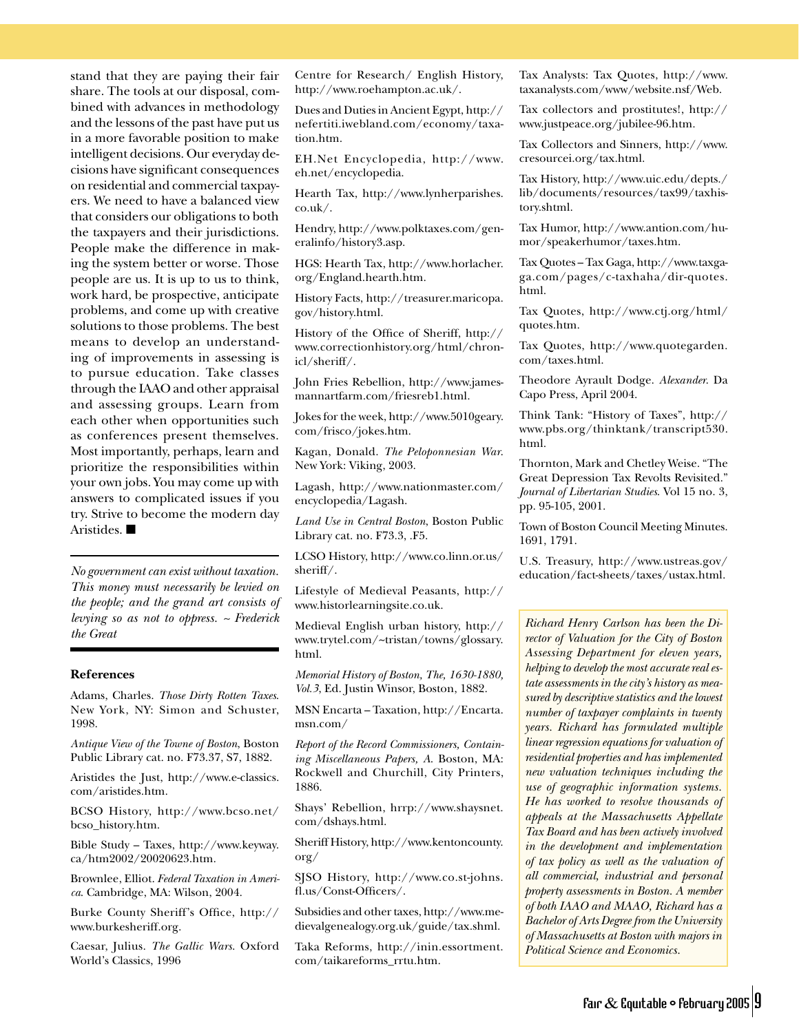stand that they are paying their fair share. The tools at our disposal, combined with advances in methodology and the lessons of the past have put us in a more favorable position to make intelligent decisions. Our everyday decisions have significant consequences on residential and commercial taxpayers. We need to have a balanced view that considers our obligations to both the taxpayers and their jurisdictions. People make the difference in making the system better or worse. Those people are us. It is up to us to think, work hard, be prospective, anticipate problems, and come up with creative solutions to those problems. The best means to develop an understanding of improvements in assessing is to pursue education. Take classes through the IAAO and other appraisal and assessing groups. Learn from each other when opportunities such as conferences present themselves. Most importantly, perhaps, learn and prioritize the responsibilities within your own jobs. You may come up with answers to complicated issues if you try. Strive to become the modern day Aristides. ■

---

*No government can exist without taxation. This money must necessarily be levied on the people; and the grand art consists of levying so as not to oppress. ~ Frederick the Great*

---

**References**

Adams, Charles. *Those Dirty Rotten Taxes*. New York, NY: Simon and Schuster, 1998.

*Antique View of the Towne of Boston*, Boston Public Library cat. no. F73.37, S7, 1882.

Aristides the Just, http://www.e-classics.com/aristides.htm.

BCSO History, http://www.bcso.net/bcso_history.htm.

Bible Study – Taxes, http://www.keyway.ca/htm2002/20020623.htm.

Brownlee, Elliot. *Federal Taxation in America*. Cambridge, MA: Wilson, 2004.

Burke County Sheriff's Office, http://www.burkesheriff.org.

Caesar, Julius. *The Gallic Wars*. Oxford World's Classics, 1996

Centre for Research/ English History, http://www.roehampton.ac.uk/.

Dues and Duties in Ancient Egypt, http://nefertiti.iwebland.com/economy/taxation.htm.

EH.Net Encyclopedia, http://www.eh.net/encyclopedia.

Hearth Tax, http://www.lynherparishes.co.uk/.

Hendry, http://www.polktaxes.com/generalinfo/history3.asp.

HGS: Hearth Tax, http://www.horlacher.org/England.hearth.htm.

History Facts, http://treasurer.maricopa.gov/history.html.

History of the Office of Sheriff, http://www.correctionhistory.org/html/chronicl/sheriff/.

John Fries Rebellion, http://www.jamesmannartfarm.com/friesreb1.html.

Jokes for the week, http://www.5010geary.com/frisco/jokes.htm.

Kagan, Donald. *The Peloponnesian War*. New York: Viking, 2003.

Lagash, http://www.nationmaster.com/encyclopedia/Lagash.

*Land Use in Central Boston*, Boston Public Library cat. no. F73.3, .F5.

LCSO History, http://www.co.linn.or.us/sheriff/.

Lifestyle of Medieval Peasants, http://www.historlearningsite.co.uk.

Medieval English urban history, http://www.trytel.com/~tristan/towns/glossary.html.

*Memorial History of Boston, The, 1630-1880, Vol.3*, Ed. Justin Winsor, Boston, 1882.

MSN Encarta – Taxation, http://Encarta.msn.com/

*Report of the Record Commissioners, Containing Miscellaneous Papers, A*. Boston, MA: Rockwell and Churchill, City Printers, 1886.

Shays' Rebellion, hrrp://www.shaysnet.com/dshays.html.

Sheriff History, http://www.kentoncounty.org/

SJSO History, http://www.co.st-johns.fl.us/Const-Officers/.

Subsidies and other taxes, http://www.medievalgenealogy.org.uk/guide/tax.shml.

Taka Reforms, http://inin.essortment.com/taikareforms_rrtu.htm.

Tax Analysts: Tax Quotes, http://www.taxanalysts.com/www/website.nsf/Web.

Tax collectors and prostitutes!, http://www.justpeace.org/jubilee-96.htm.

Tax Collectors and Sinners, http://www.cresourcei.org/tax.html.

Tax History, http://www.uic.edu/depts./lib/documents/resources/tax99/taxhistory.shtml.

Tax Humor, http://www.antion.com/humor/speakerhumor/taxes.htm.

Tax Quotes – Tax Gaga, http://www.taxgaga.com/pages/c-taxhaha/dir-quotes.html.

Tax Quotes, http://www.ctj.org/html/quotes.htm.

Tax Quotes, http://www.quotegarden.com/taxes.html.

Theodore Ayrault Dodge. *Alexander*. Da Capo Press, April 2004.

Think Tank: "History of Taxes", http://www.pbs.org/thinktank/transcript530.html.

Thornton, Mark and Chetley Weise. "The Great Depression Tax Revolts Revisited." *Journal of Libertarian Studies*. Vol 15 no. 3, pp. 95-105, 2001.

Town of Boston Council Meeting Minutes. 1691, 1791.

U.S. Treasury, http://www.ustreas.gov/education/fact-sheets/taxes/ustax.html.

*Richard Henry Carlson has been the Director of Valuation for the City of Boston Assessing Department for eleven years, helping to develop the most accurate real estate assessments in the city's history as measured by descriptive statistics and the lowest number of taxpayer complaints in twenty years. Richard has formulated multiple linear regression equations for valuation of residential properties and has implemented new valuation techniques including the use of geographic information systems. He has worked to resolve thousands of appeals at the Massachusetts Appellate Tax Board and has been actively involved in the development and implementation of tax policy as well as the valuation of all commercial, industrial and personal property assessments in Boston. A member of both IAAO and MAAO, Richard has a Bachelor of Arts Degree from the University of Massachusetts at Boston with majors in Political Science and Economics.*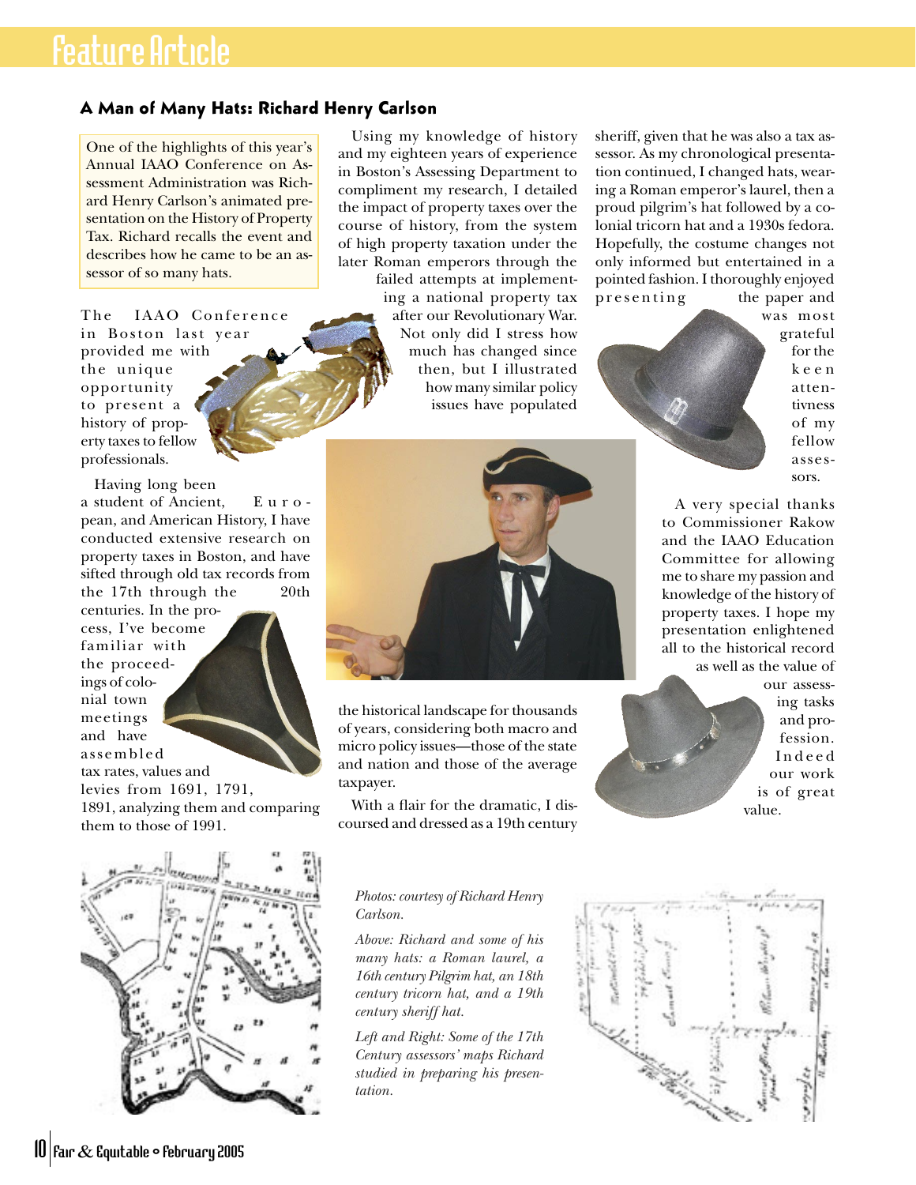## A Man of Many Hats: Richard Henry Carlson

One of the highlights of this year's Annual IAAO Conference on Assessment Administration was Richard Henry Carlson's animated presentation on the History of Property Tax. Richard recalls the event and describes how he came to be an assessor of so many hats.

The IAAO Conference in Boston last year provided me with the unique opportunity to present a history of property taxes to fellow professionals.

Having long been a student of Ancient, European, and American History, I have conducted extensive research on property taxes in Boston, and have sifted through old tax records from the 17th through the 20th centuries. In the process, I've become familiar with the proceedings of colonial town meetings and have assembled tax rates, values and levies from 1691, 1791, 1891, analyzing them and comparing them to those of 1991.

Using my knowledge of history and my eighteen years of experience in Boston's Assessing Department to compliment my research, I detailed the impact of property taxes over the course of history, from the system of high property taxation under the later Roman emperors through the failed attempts at implementing a national property tax after our Revolutionary War. Not only did I stress how much has changed since then, but I illustrated how many similar policy issues have populated the historical landscape for thousands of years, considering both macro and micro policy issues—those of the state and nation and those of the average taxpayer.

With a flair for the dramatic, I discoursed and dressed as a 19th century sheriff, given that he was also a tax assessor. As my chronological presentation continued, I changed hats, wearing a Roman emperor's laurel, then a proud pilgrim's hat followed by a colonial tricorn hat and a 1930s fedora. Hopefully, the costume changes not only informed but entertained in a pointed fashion. I thoroughly enjoyed presenting the paper and was most grateful for the keen attentivness of my fellow assessors.

A very special thanks to Commissioner Rakow and the IAAO Education Committee for allowing me to share my passion and knowledge of the history of property taxes. I hope my presentation enlightened all to the historical record as well as the value of our assessing tasks and profession. Indeed our work is of great value.

*Photos: courtesy of Richard Henry Carlson.*

*Above: Richard and some of his many hats: a Roman laurel, a 16th century Pilgrim hat, an 18th century tricorn hat, and a 19th century sheriff hat.*

*Left and Right: Some of the 17th Century assessors' maps Richard studied in preparing his presentation.*